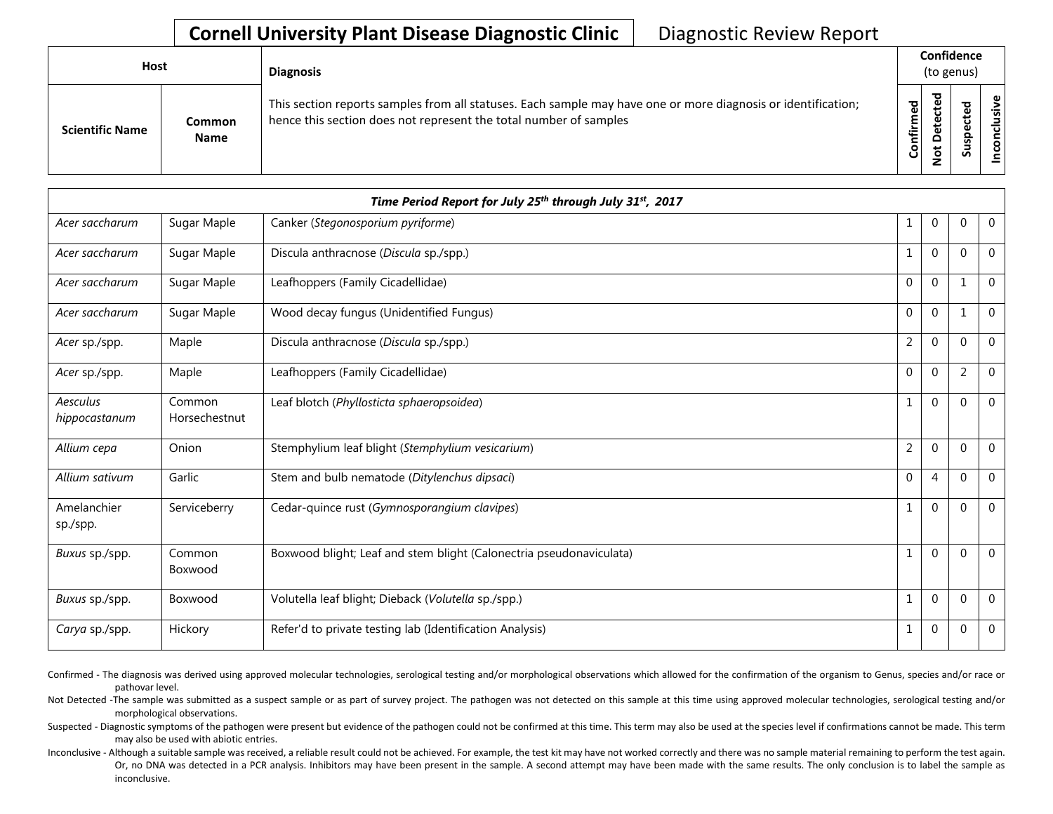# Cornell University Plant Disease Diagnostic Clinic

Diagnostic Review Report

| Host | | Diagnosis | Confidence (to genus) | | | |
|---|---|---|---|---|---|---|
| Scientific Name | Common Name | This section reports samples from all statuses. Each sample may have one or more diagnosis or identification; hence this section does not represent the total number of samples | Confirmed | Not Detected | Suspected | Inconclusive |
| *Time Period Report for July 25th through July 31st, 2017* | | | | | | |
| *Acer saccharum* | Sugar Maple | Canker (*Stegonosporium pyriforme*) | 1 | 0 | 0 | 0 |
| *Acer saccharum* | Sugar Maple | Discula anthracnose (*Discula* sp./spp.) | 1 | 0 | 0 | 0 |
| *Acer saccharum* | Sugar Maple | Leafhoppers (Family Cicadellidae) | 0 | 0 | 1 | 0 |
| *Acer saccharum* | Sugar Maple | Wood decay fungus (Unidentified Fungus) | 0 | 0 | 1 | 0 |
| *Acer* sp./spp. | Maple | Discula anthracnose (*Discula* sp./spp.) | 2 | 0 | 0 | 0 |
| *Acer* sp./spp. | Maple | Leafhoppers (Family Cicadellidae) | 0 | 0 | 2 | 0 |
| *Aesculus hippocastanum* | Common Horsechestnut | Leaf blotch (*Phyllosticta sphaeropsoidea*) | 1 | 0 | 0 | 0 |
| *Allium cepa* | Onion | Stemphylium leaf blight (*Stemphylium vesicarium*) | 2 | 0 | 0 | 0 |
| *Allium sativum* | Garlic | Stem and bulb nematode (*Ditylenchus dipsaci*) | 0 | 4 | 0 | 0 |
| Amelanchier sp./spp. | Serviceberry | Cedar-quince rust (*Gymnosporangium clavipes*) | 1 | 0 | 0 | 0 |
| *Buxus* sp./spp. | Common Boxwood | Boxwood blight; Leaf and stem blight (Calonectria pseudonaviculata) | 1 | 0 | 0 | 0 |
| *Buxus* sp./spp. | Boxwood | Volutella leaf blight; Dieback (*Volutella* sp./spp.) | 1 | 0 | 0 | 0 |
| *Carya* sp./spp. | Hickory | Refer'd to private testing lab (Identification Analysis) | 1 | 0 | 0 | 0 |

Confirmed - The diagnosis was derived using approved molecular technologies, serological testing and/or morphological observations which allowed for the confirmation of the organism to Genus, species and/or race or pathovar level.

Not Detected -The sample was submitted as a suspect sample or as part of survey project. The pathogen was not detected on this sample at this time using approved molecular technologies, serological testing and/or morphological observations.

Suspected - Diagnostic symptoms of the pathogen were present but evidence of the pathogen could not be confirmed at this time. This term may also be used at the species level if confirmations cannot be made. This term may also be used with abiotic entries.

Inconclusive - Although a suitable sample was received, a reliable result could not be achieved. For example, the test kit may have not worked correctly and there was no sample material remaining to perform the test again. Or, no DNA was detected in a PCR analysis. Inhibitors may have been present in the sample. A second attempt may have been made with the same results. The only conclusion is to label the sample as inconclusive.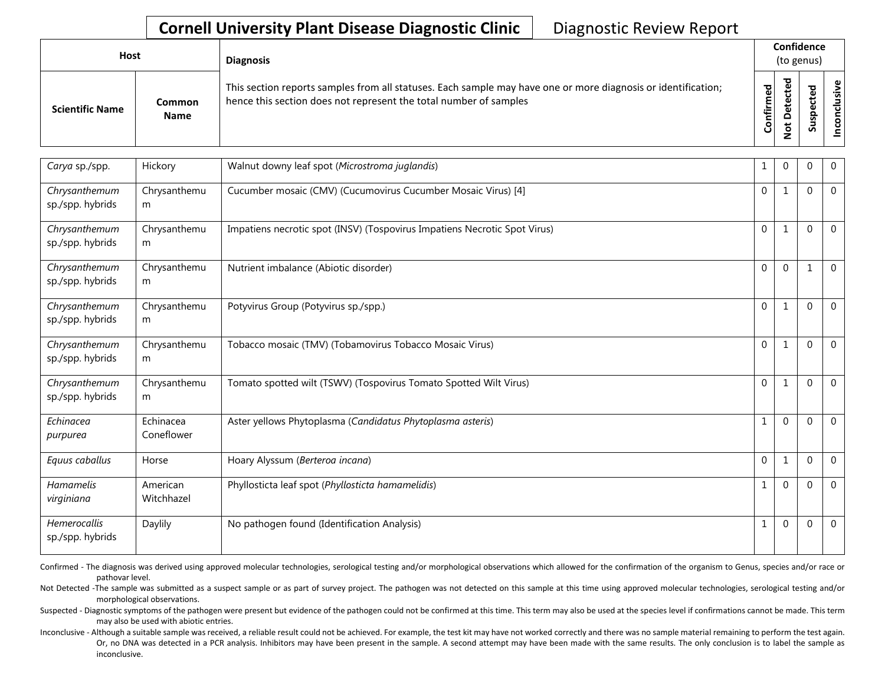**Cornell University Plant Disease Diagnostic Clinic** Diagnostic Review Report

| Host | | Diagnosis | Confidence (to genus) | | | |
|---|---|---|---|---|---|---|
| Scientific Name | Common Name | This section reports samples from all statuses. Each sample may have one or more diagnosis or identification; hence this section does not represent the total number of samples | Confirmed | Not Detected | Suspected | Inconclusive |
| *Carya* sp./spp. | Hickory | Walnut downy leaf spot (*Microstroma juglandis*) | 1 | 0 | 0 | 0 |
| *Chrysanthemum* sp./spp. hybrids | Chrysanthemum | Cucumber mosaic (CMV) (Cucumovirus Cucumber Mosaic Virus) [4] | 0 | 1 | 0 | 0 |
| *Chrysanthemum* sp./spp. hybrids | Chrysanthemum | Impatiens necrotic spot (INSV) (Tospovirus Impatiens Necrotic Spot Virus) | 0 | 1 | 0 | 0 |
| *Chrysanthemum* sp./spp. hybrids | Chrysanthemum | Nutrient imbalance (Abiotic disorder) | 0 | 0 | 1 | 0 |
| *Chrysanthemum* sp./spp. hybrids | Chrysanthemum | Potyvirus Group (Potyvirus sp./spp.) | 0 | 1 | 0 | 0 |
| *Chrysanthemum* sp./spp. hybrids | Chrysanthemum | Tobacco mosaic (TMV) (Tobamovirus Tobacco Mosaic Virus) | 0 | 1 | 0 | 0 |
| *Chrysanthemum* sp./spp. hybrids | Chrysanthemum | Tomato spotted wilt (TSWV) (Tospovirus Tomato Spotted Wilt Virus) | 0 | 1 | 0 | 0 |
| *Echinacea purpurea* | Echinacea Coneflower | Aster yellows Phytoplasma (*Candidatus Phytoplasma asteris*) | 1 | 0 | 0 | 0 |
| *Equus caballus* | Horse | Hoary Alyssum (*Berteroa incana*) | 0 | 1 | 0 | 0 |
| *Hamamelis virginiana* | American Witchhazel | Phyllosticta leaf spot (*Phyllosticta hamamelidis*) | 1 | 0 | 0 | 0 |
| *Hemerocallis* sp./spp. hybrids | Daylily | No pathogen found (Identification Analysis) | 1 | 0 | 0 | 0 |

Confirmed - The diagnosis was derived using approved molecular technologies, serological testing and/or morphological observations which allowed for the confirmation of the organism to Genus, species and/or race or pathovar level.

Not Detected -The sample was submitted as a suspect sample or as part of survey project. The pathogen was not detected on this sample at this time using approved molecular technologies, serological testing and/or morphological observations.

Suspected - Diagnostic symptoms of the pathogen were present but evidence of the pathogen could not be confirmed at this time. This term may also be used at the species level if confirmations cannot be made. This term may also be used with abiotic entries.

Inconclusive - Although a suitable sample was received, a reliable result could not be achieved. For example, the test kit may have not worked correctly and there was no sample material remaining to perform the test again. Or, no DNA was detected in a PCR analysis. Inhibitors may have been present in the sample. A second attempt may have been made with the same results. The only conclusion is to label the sample as inconclusive.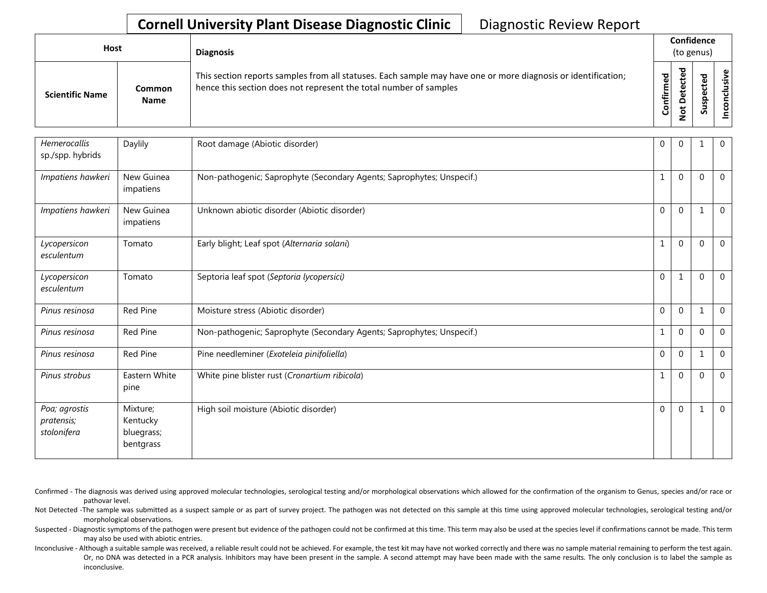**Cornell University Plant Disease Diagnostic Clinic** Diagnostic Review Report

| Host | | Diagnosis | Confidence (to genus) | | | |
|---|---|---|---|---|---|---|
| Scientific Name | Common Name | This section reports samples from all statuses. Each sample may have one or more diagnosis or identification; hence this section does not represent the total number of samples | Confirmed | Not Detected | Suspected | Inconclusive |
| *Hemerocallis* sp./spp. hybrids | Daylily | Root damage (Abiotic disorder) | 0 | 0 | 1 | 0 |
| *Impatiens hawkeri* | New Guinea impatiens | Non-pathogenic; Saprophyte (Secondary Agents; Saprophytes; Unspecif.) | 1 | 0 | 0 | 0 |
| *Impatiens hawkeri* | New Guinea impatiens | Unknown abiotic disorder (Abiotic disorder) | 0 | 0 | 1 | 0 |
| *Lycopersicon esculentum* | Tomato | Early blight; Leaf spot (*Alternaria solani*) | 1 | 0 | 0 | 0 |
| *Lycopersicon esculentum* | Tomato | Septoria leaf spot (*Septoria lycopersici)* | 0 | 1 | 0 | 0 |
| *Pinus resinosa* | Red Pine | Moisture stress (Abiotic disorder) | 0 | 0 | 1 | 0 |
| *Pinus resinosa* | Red Pine | Non-pathogenic; Saprophyte (Secondary Agents; Saprophytes; Unspecif.) | 1 | 0 | 0 | 0 |
| *Pinus resinosa* | Red Pine | Pine needleminer (*Exoteleia pinifoliella*) | 0 | 0 | 1 | 0 |
| *Pinus strobus* | Eastern White pine | White pine blister rust (*Cronartium ribicola*) | 1 | 0 | 0 | 0 |
| *Poa; agrostis pratensis; stolonifera* | Mixture; Kentucky bluegrass; bentgrass | High soil moisture (Abiotic disorder) | 0 | 0 | 1 | 0 |

Confirmed - The diagnosis was derived using approved molecular technologies, serological testing and/or morphological observations which allowed for the confirmation of the organism to Genus, species and/or race or pathovar level.

Not Detected -The sample was submitted as a suspect sample or as part of survey project. The pathogen was not detected on this sample at this time using approved molecular technologies, serological testing and/or morphological observations.

Suspected - Diagnostic symptoms of the pathogen were present but evidence of the pathogen could not be confirmed at this time. This term may also be used at the species level if confirmations cannot be made. This term may also be used with abiotic entries.

Inconclusive - Although a suitable sample was received, a reliable result could not be achieved. For example, the test kit may have not worked correctly and there was no sample material remaining to perform the test again. Or, no DNA was detected in a PCR analysis. Inhibitors may have been present in the sample. A second attempt may have been made with the same results. The only conclusion is to label the sample as inconclusive.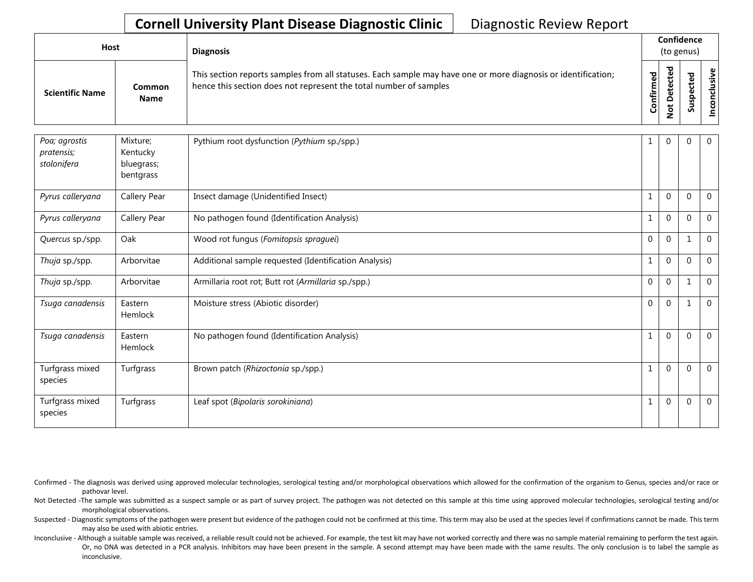**Cornell University Plant Disease Diagnostic Clinic** Diagnostic Review Report

| Host | | Diagnosis | Confidence (to genus) | | | |
|---|---|---|---|---|---|---|
| Scientific Name | Common Name | This section reports samples from all statuses. Each sample may have one or more diagnosis or identification; hence this section does not represent the total number of samples | Confirmed | Not Detected | Suspected | Inconclusive |
| *Poa; agrostis pratensis; stolonifera* | Mixture; Kentucky bluegrass; bentgrass | Pythium root dysfunction (*Pythium* sp./spp.) | 1 | 0 | 0 | 0 |
| *Pyrus calleryana* | Callery Pear | Insect damage (Unidentified Insect) | 1 | 0 | 0 | 0 |
| *Pyrus calleryana* | Callery Pear | No pathogen found (Identification Analysis) | 1 | 0 | 0 | 0 |
| *Quercus* sp./spp. | Oak | Wood rot fungus (*Fomitopsis spraguei*) | 0 | 0 | 1 | 0 |
| *Thuja* sp./spp. | Arborvitae | Additional sample requested (Identification Analysis) | 1 | 0 | 0 | 0 |
| *Thuja* sp./spp. | Arborvitae | Armillaria root rot; Butt rot (*Armillaria* sp./spp.) | 0 | 0 | 1 | 0 |
| *Tsuga canadensis* | Eastern Hemlock | Moisture stress (Abiotic disorder) | 0 | 0 | 1 | 0 |
| *Tsuga canadensis* | Eastern Hemlock | No pathogen found (Identification Analysis) | 1 | 0 | 0 | 0 |
| Turfgrass mixed species | Turfgrass | Brown patch (*Rhizoctonia* sp./spp.) | 1 | 0 | 0 | 0 |
| Turfgrass mixed species | Turfgrass | Leaf spot (*Bipolaris sorokiniana*) | 1 | 0 | 0 | 0 |

Confirmed - The diagnosis was derived using approved molecular technologies, serological testing and/or morphological observations which allowed for the confirmation of the organism to Genus, species and/or race or pathovar level.

Not Detected -The sample was submitted as a suspect sample or as part of survey project. The pathogen was not detected on this sample at this time using approved molecular technologies, serological testing and/or morphological observations.

Suspected - Diagnostic symptoms of the pathogen were present but evidence of the pathogen could not be confirmed at this time. This term may also be used at the species level if confirmations cannot be made. This term may also be used with abiotic entries.

Inconclusive - Although a suitable sample was received, a reliable result could not be achieved. For example, the test kit may have not worked correctly and there was no sample material remaining to perform the test again. Or, no DNA was detected in a PCR analysis. Inhibitors may have been present in the sample. A second attempt may have been made with the same results. The only conclusion is to label the sample as inconclusive.